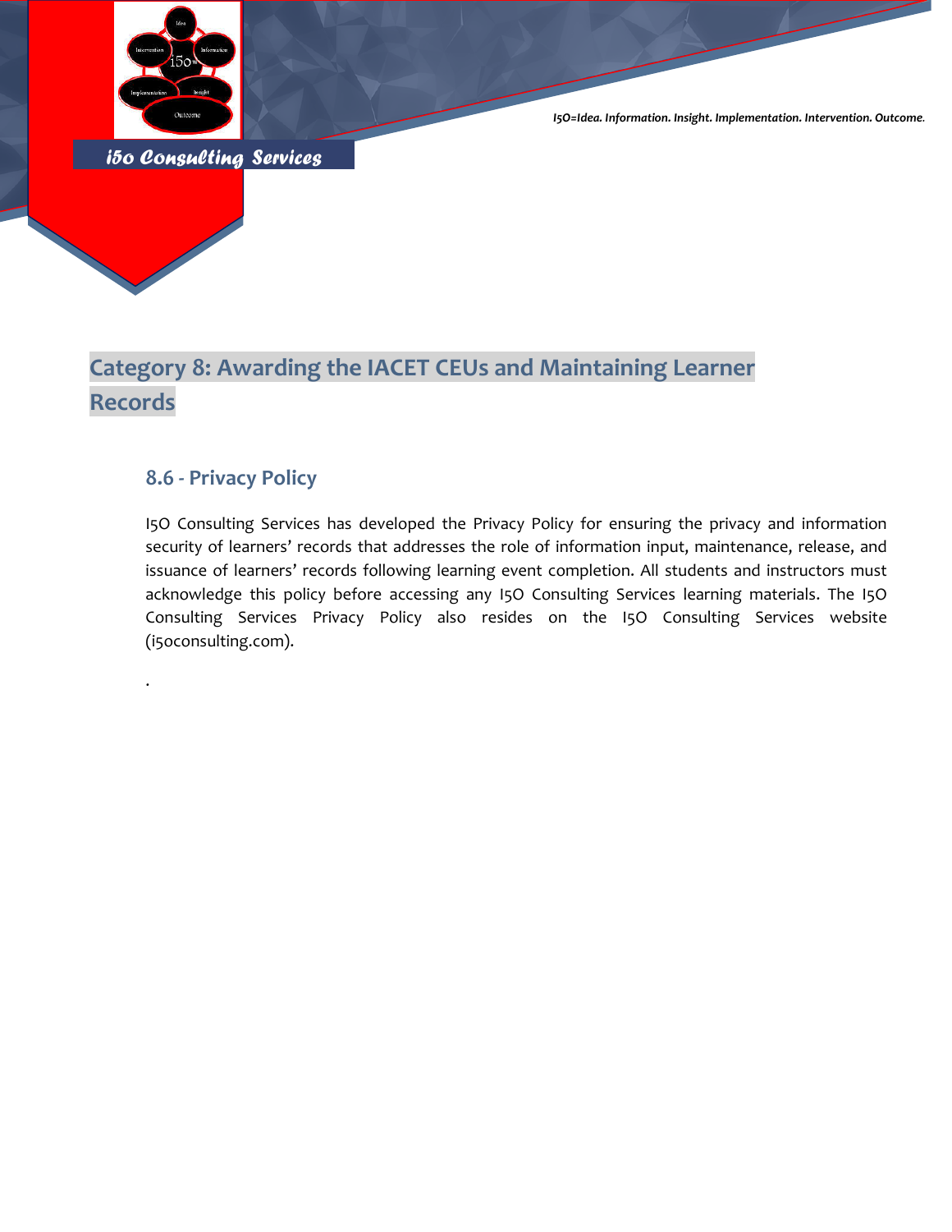# Category 8: Awarding the IACET CEUs and Maintaining Learner Records

## 8.6 - Privacy Policy

I5O Consulting Services has developed the Privacy Policy for ensuring the privacy and information security of learners' records that addresses the role of information input, maintenance, release, and issuance of learners' records following learning event completion. All students and instructors must acknowledge this policy before accessing any I5O Consulting Services learning materials. The I5O Consulting Services Privacy Policy also resides on the I5O Consulting Services website (i5oconsulting.com).

.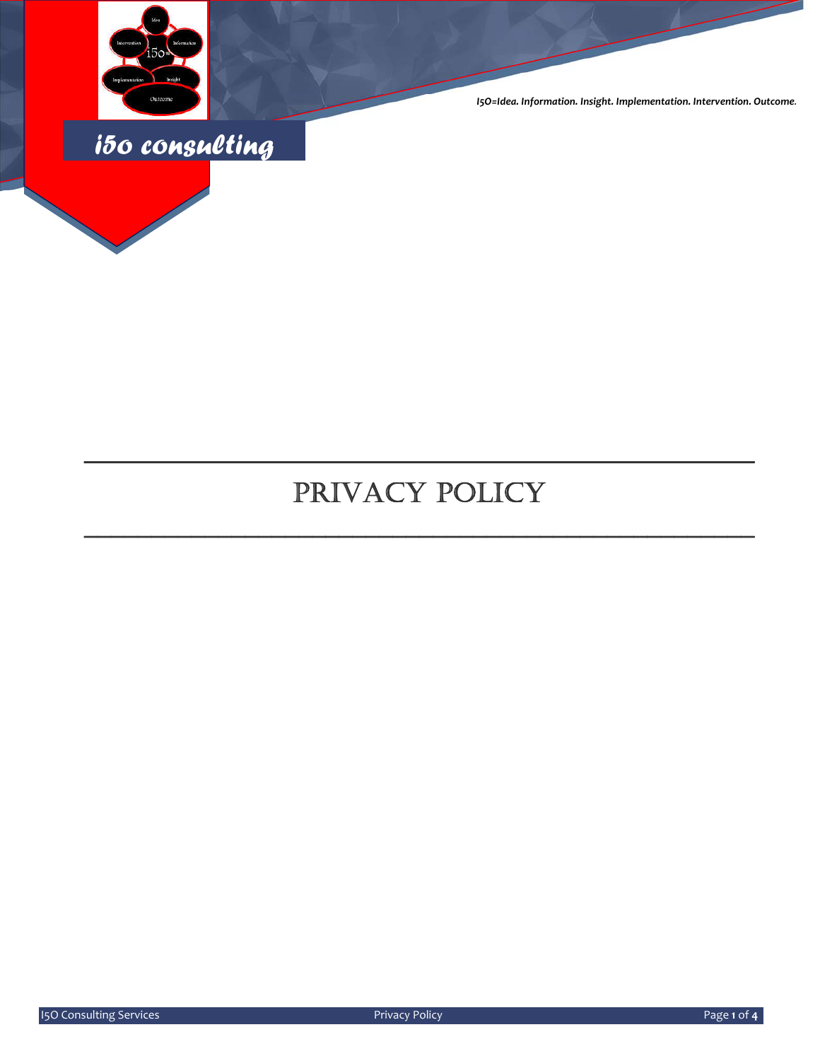I5O=Idea. Information. Insight. Implementation. Intervention. Outcome.

i5o consulting

# PRIVACY POLICY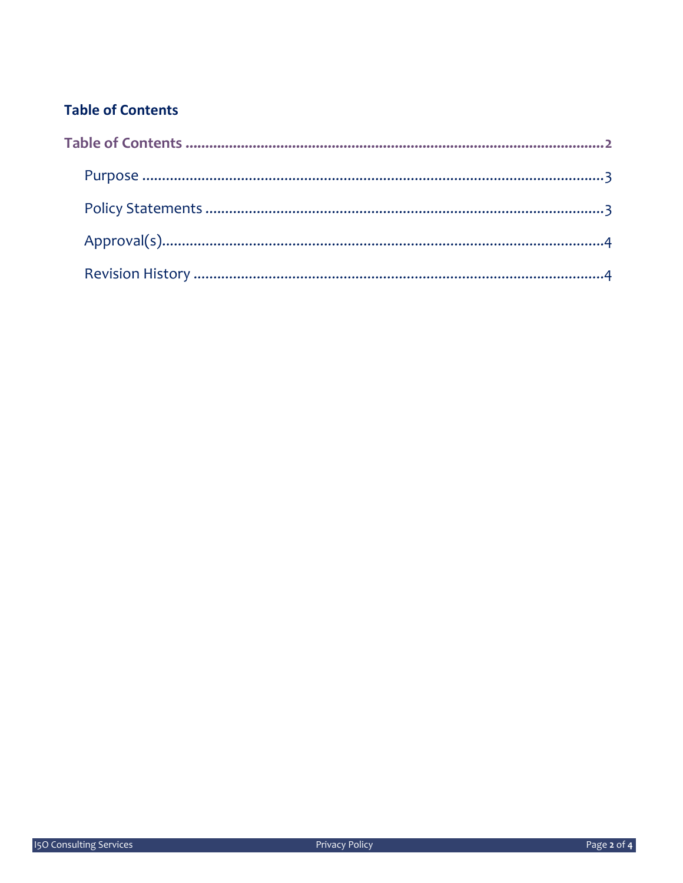## Table of Contents

Table of Contents ........................................................................................................2

Purpose ..........................................................................................................3

Policy Statements ..........................................................................................3

Approval(s).......................................................................................................4

Revision History ..............................................................................................4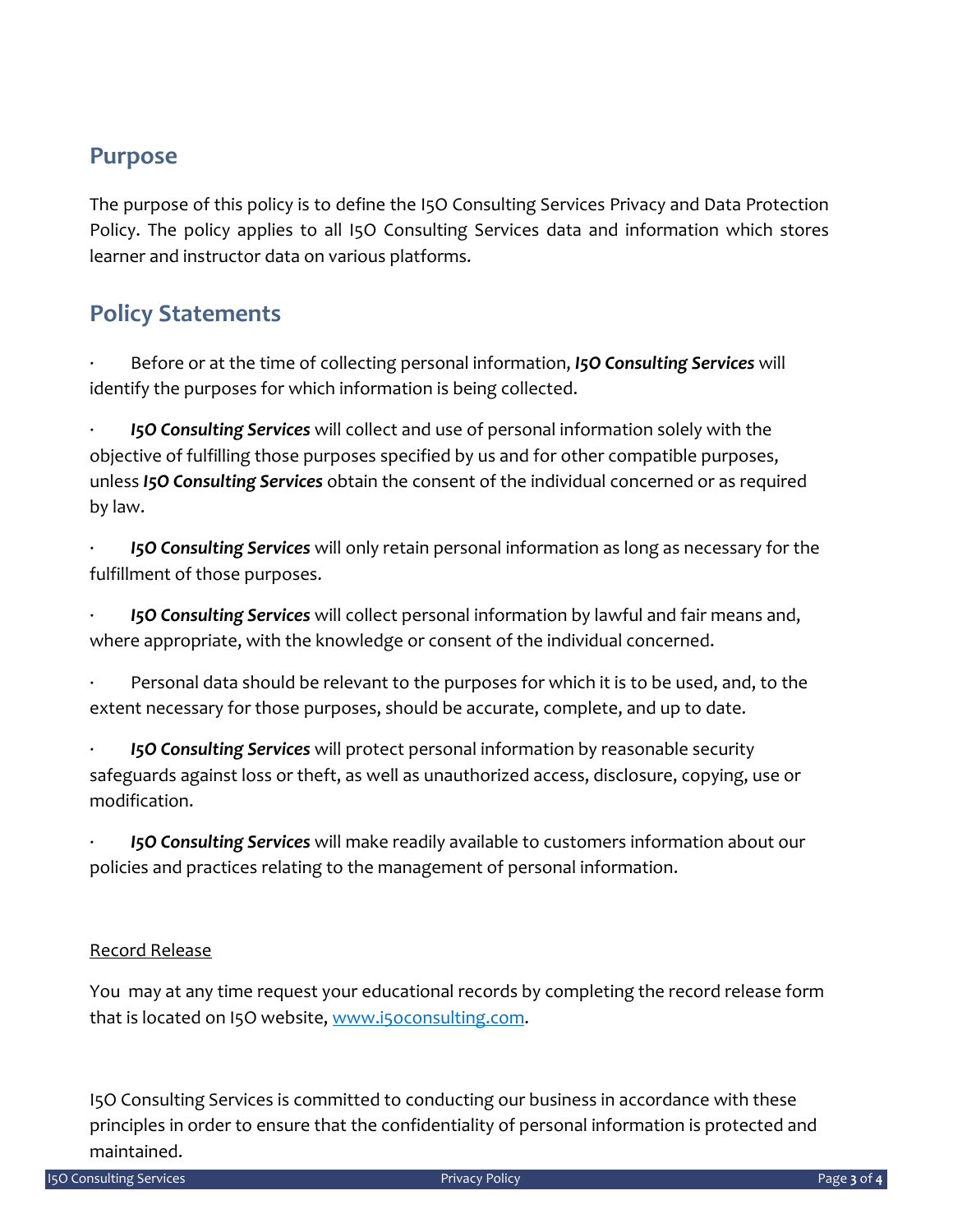## Purpose

The purpose of this policy is to define the I5O Consulting Services Privacy and Data Protection Policy. The policy applies to all I5O Consulting Services data and information which stores learner and instructor data on various platforms.

## Policy Statements

- Before or at the time of collecting personal information, ***I5O Consulting Services*** will identify the purposes for which information is being collected.

- ***I5O Consulting Services*** will collect and use of personal information solely with the objective of fulfilling those purposes specified by us and for other compatible purposes, unless ***I5O Consulting Services*** obtain the consent of the individual concerned or as required by law.

- ***I5O Consulting Services*** will only retain personal information as long as necessary for the fulfillment of those purposes.

- ***I5O Consulting Services*** will collect personal information by lawful and fair means and, where appropriate, with the knowledge or consent of the individual concerned.

- Personal data should be relevant to the purposes for which it is to be used, and, to the extent necessary for those purposes, should be accurate, complete, and up to date.

- ***I5O Consulting Services*** will protect personal information by reasonable security safeguards against loss or theft, as well as unauthorized access, disclosure, copying, use or modification.

- ***I5O Consulting Services*** will make readily available to customers information about our policies and practices relating to the management of personal information.

<u>Record Release</u>

You may at any time request your educational records by completing the record release form that is located on I5O website, [www.i5oconsulting.com](www.i5oconsulting.com).

I5O Consulting Services is committed to conducting our business in accordance with these principles in order to ensure that the confidentiality of personal information is protected and maintained.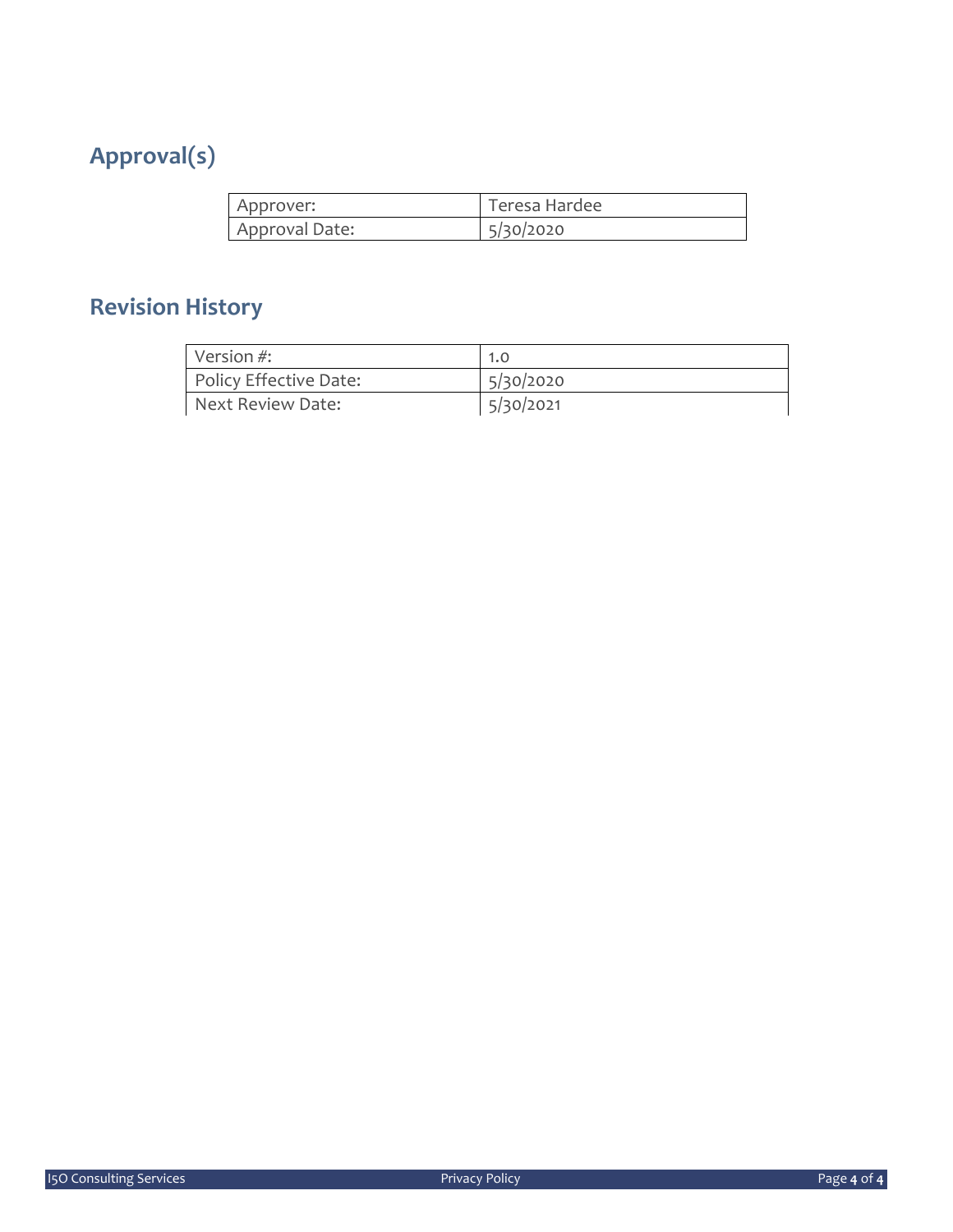## Approval(s)

| | |
|---|---|
| Approver: | Teresa Hardee |
| Approval Date: | 5/30/2020 |

## Revision History

| | |
|---|---|
| Version #: | 1.0 |
| Policy Effective Date: | 5/30/2020 |
| Next Review Date: | 5/30/2021 |